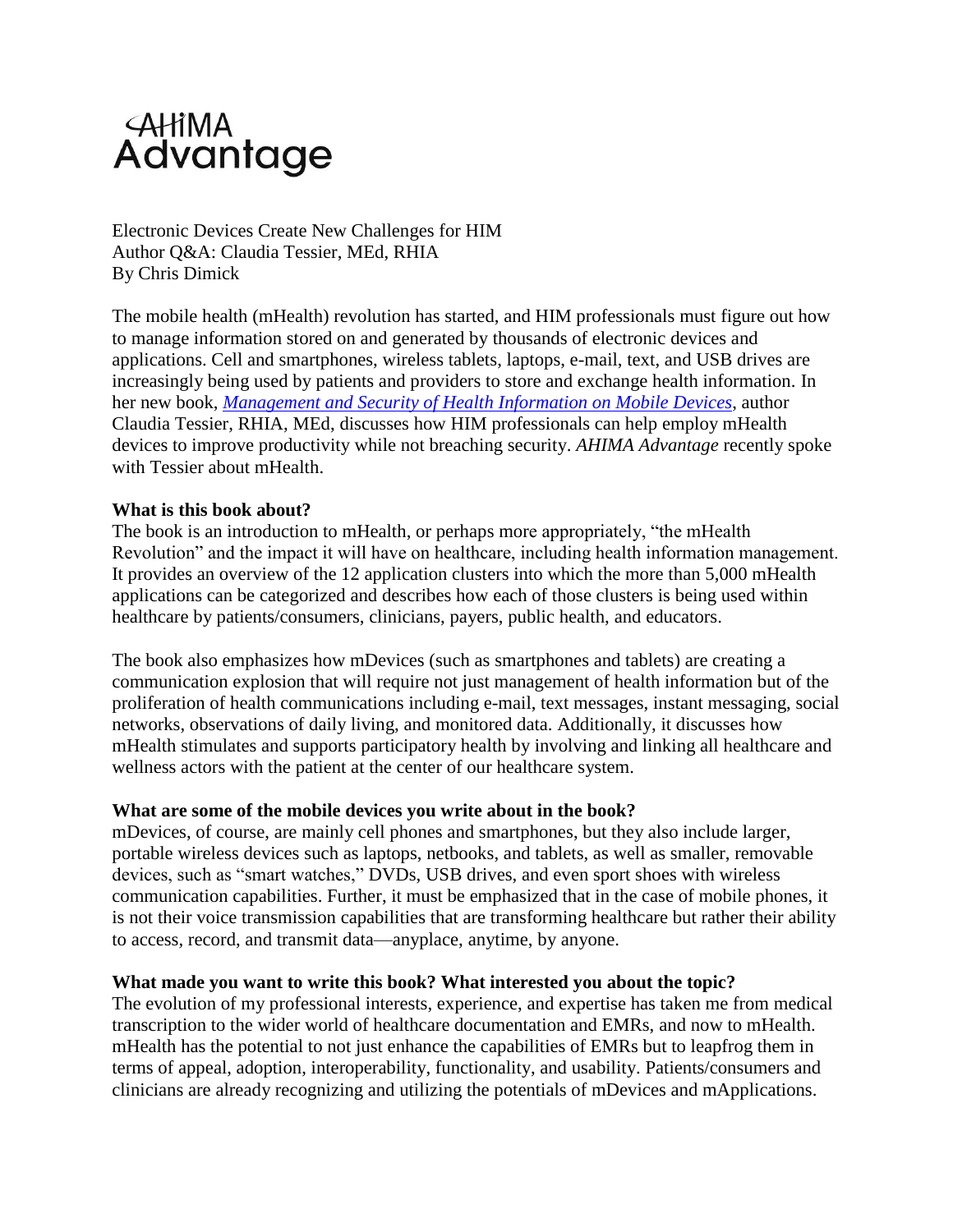# AHIMA Advantage

Electronic Devices Create New Challenges for HIM
Author Q&A: Claudia Tessier, MEd, RHIA
By Chris Dimick

The mobile health (mHealth) revolution has started, and HIM professionals must figure out how to manage information stored on and generated by thousands of electronic devices and applications. Cell and smartphones, wireless tablets, laptops, e-mail, text, and USB drives are increasingly being used by patients and providers to store and exchange health information. In her new book, *Management and Security of Health Information on Mobile Devices*, author Claudia Tessier, RHIA, MEd, discusses how HIM professionals can help employ mHealth devices to improve productivity while not breaching security. *AHIMA Advantage* recently spoke with Tessier about mHealth.

**What is this book about?**
The book is an introduction to mHealth, or perhaps more appropriately, "the mHealth Revolution" and the impact it will have on healthcare, including health information management. It provides an overview of the 12 application clusters into which the more than 5,000 mHealth applications can be categorized and describes how each of those clusters is being used within healthcare by patients/consumers, clinicians, payers, public health, and educators.

The book also emphasizes how mDevices (such as smartphones and tablets) are creating a communication explosion that will require not just management of health information but of the proliferation of health communications including e-mail, text messages, instant messaging, social networks, observations of daily living, and monitored data. Additionally, it discusses how mHealth stimulates and supports participatory health by involving and linking all healthcare and wellness actors with the patient at the center of our healthcare system.

**What are some of the mobile devices you write about in the book?**
mDevices, of course, are mainly cell phones and smartphones, but they also include larger, portable wireless devices such as laptops, netbooks, and tablets, as well as smaller, removable devices, such as "smart watches," DVDs, USB drives, and even sport shoes with wireless communication capabilities. Further, it must be emphasized that in the case of mobile phones, it is not their voice transmission capabilities that are transforming healthcare but rather their ability to access, record, and transmit data—anyplace, anytime, by anyone.

**What made you want to write this book? What interested you about the topic?**
The evolution of my professional interests, experience, and expertise has taken me from medical transcription to the wider world of healthcare documentation and EMRs, and now to mHealth. mHealth has the potential to not just enhance the capabilities of EMRs but to leapfrog them in terms of appeal, adoption, interoperability, functionality, and usability. Patients/consumers and clinicians are already recognizing and utilizing the potentials of mDevices and mApplications.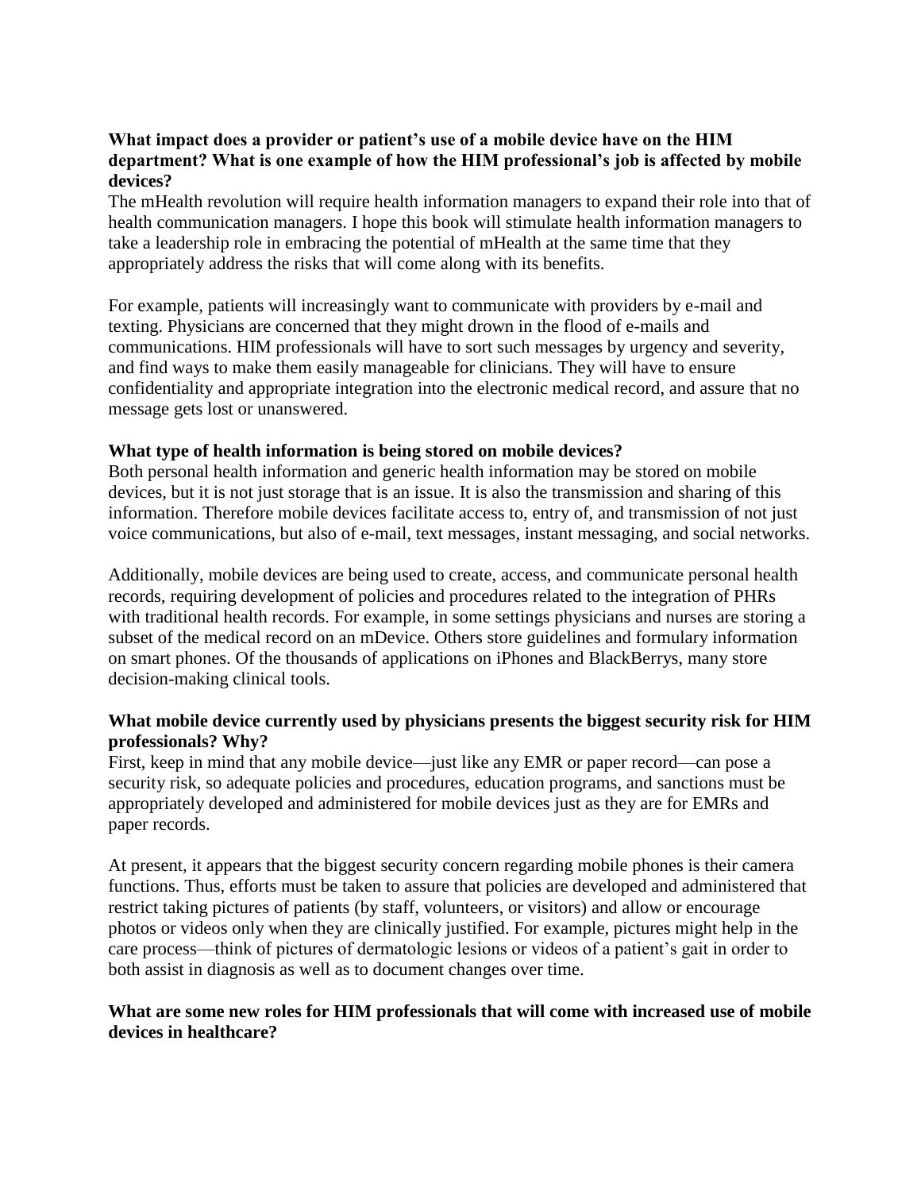**What impact does a provider or patient's use of a mobile device have on the HIM department? What is one example of how the HIM professional's job is affected by mobile devices?**

The mHealth revolution will require health information managers to expand their role into that of health communication managers. I hope this book will stimulate health information managers to take a leadership role in embracing the potential of mHealth at the same time that they appropriately address the risks that will come along with its benefits.

For example, patients will increasingly want to communicate with providers by e-mail and texting. Physicians are concerned that they might drown in the flood of e-mails and communications. HIM professionals will have to sort such messages by urgency and severity, and find ways to make them easily manageable for clinicians. They will have to ensure confidentiality and appropriate integration into the electronic medical record, and assure that no message gets lost or unanswered.

**What type of health information is being stored on mobile devices?**

Both personal health information and generic health information may be stored on mobile devices, but it is not just storage that is an issue. It is also the transmission and sharing of this information. Therefore mobile devices facilitate access to, entry of, and transmission of not just voice communications, but also of e-mail, text messages, instant messaging, and social networks.

Additionally, mobile devices are being used to create, access, and communicate personal health records, requiring development of policies and procedures related to the integration of PHRs with traditional health records. For example, in some settings physicians and nurses are storing a subset of the medical record on an mDevice. Others store guidelines and formulary information on smart phones. Of the thousands of applications on iPhones and BlackBerrys, many store decision-making clinical tools.

**What mobile device currently used by physicians presents the biggest security risk for HIM professionals? Why?**

First, keep in mind that any mobile device—just like any EMR or paper record—can pose a security risk, so adequate policies and procedures, education programs, and sanctions must be appropriately developed and administered for mobile devices just as they are for EMRs and paper records.

At present, it appears that the biggest security concern regarding mobile phones is their camera functions. Thus, efforts must be taken to assure that policies are developed and administered that restrict taking pictures of patients (by staff, volunteers, or visitors) and allow or encourage photos or videos only when they are clinically justified. For example, pictures might help in the care process—think of pictures of dermatologic lesions or videos of a patient's gait in order to both assist in diagnosis as well as to document changes over time.

**What are some new roles for HIM professionals that will come with increased use of mobile devices in healthcare?**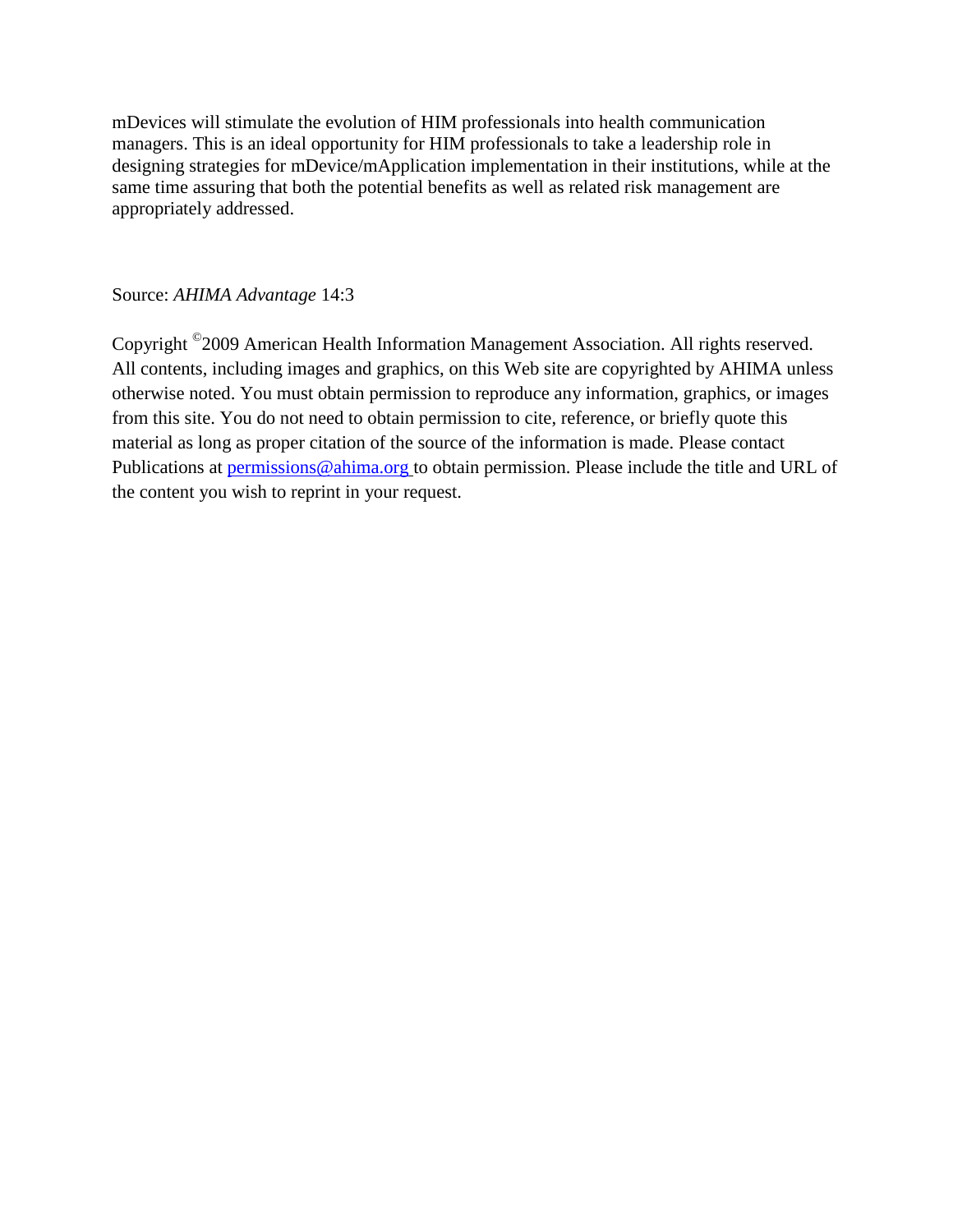mDevices will stimulate the evolution of HIM professionals into health communication managers. This is an ideal opportunity for HIM professionals to take a leadership role in designing strategies for mDevice/mApplication implementation in their institutions, while at the same time assuring that both the potential benefits as well as related risk management are appropriately addressed.

Source: *AHIMA Advantage* 14:3

Copyright ©2009 American Health Information Management Association. All rights reserved. All contents, including images and graphics, on this Web site are copyrighted by AHIMA unless otherwise noted. You must obtain permission to reproduce any information, graphics, or images from this site. You do not need to obtain permission to cite, reference, or briefly quote this material as long as proper citation of the source of the information is made. Please contact Publications at permissions@ahima.org to obtain permission. Please include the title and URL of the content you wish to reprint in your request.